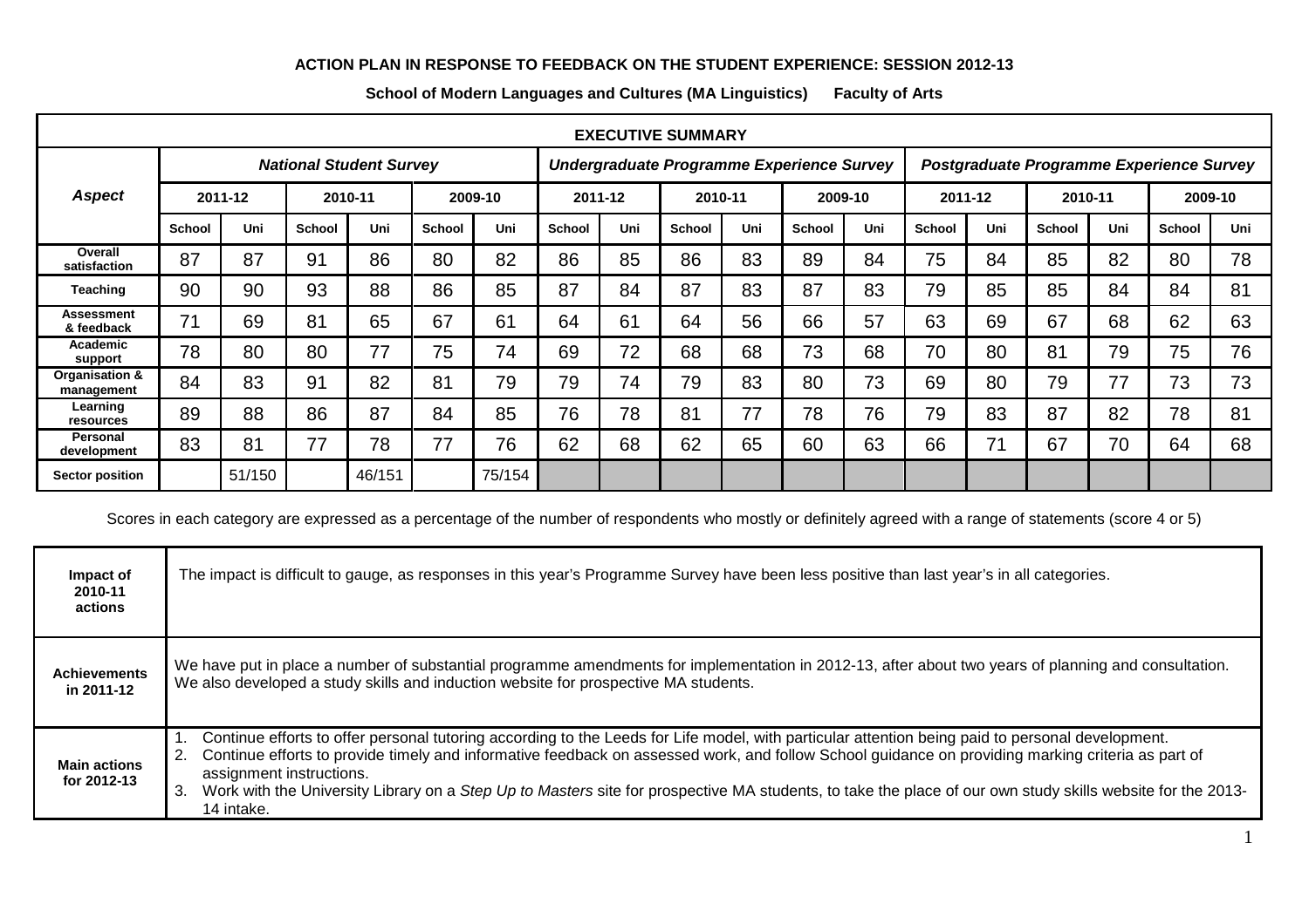# ACTION PLAN IN RESPONSE TO FEEDBACK ON THE STUDENT EXPERIENCE: SESSION 2012-13

**School of Modern Languages and Cultures (MA Linguistics) Faculty of Arts**

| EXECUTIVE SUMMARY | | | | | | | | | | | | | | | | | | |
|---|---|---|---|---|---|---|---|---|---|---|---|---|---|---|---|---|---|---|
| ***Aspect*** | ***National Student Survey*** | | | | | | ***Undergraduate Programme Experience Survey*** | | | | | | ***Postgraduate Programme Experience Survey*** | | | | | |
| | **2011-12** | | **2010-11** | | **2009-10** | | **2011-12** | | **2010-11** | | **2009-10** | | **2011-12** | | **2010-11** | | **2009-10** | |
| | **School** | **Uni** | **School** | **Uni** | **School** | **Uni** | **School** | **Uni** | **School** | **Uni** | **School** | **Uni** | **School** | **Uni** | **School** | **Uni** | **School** | **Uni** |
| **Overall satisfaction** | 87 | 87 | 91 | 86 | 80 | 82 | 86 | 85 | 86 | 83 | 89 | 84 | 75 | 84 | 85 | 82 | 80 | 78 |
| **Teaching** | 90 | 90 | 93 | 88 | 86 | 85 | 87 | 84 | 87 | 83 | 87 | 83 | 79 | 85 | 85 | 84 | 84 | 81 |
| **Assessment & feedback** | 71 | 69 | 81 | 65 | 67 | 61 | 64 | 61 | 64 | 56 | 66 | 57 | 63 | 69 | 67 | 68 | 62 | 63 |
| **Academic support** | 78 | 80 | 80 | 77 | 75 | 74 | 69 | 72 | 68 | 68 | 73 | 68 | 70 | 80 | 81 | 79 | 75 | 76 |
| **Organisation & management** | 84 | 83 | 91 | 82 | 81 | 79 | 79 | 74 | 79 | 83 | 80 | 73 | 69 | 80 | 79 | 77 | 73 | 73 |
| **Learning resources** | 89 | 88 | 86 | 87 | 84 | 85 | 76 | 78 | 81 | 77 | 78 | 76 | 79 | 83 | 87 | 82 | 78 | 81 |
| **Personal development** | 83 | 81 | 77 | 78 | 77 | 76 | 62 | 68 | 62 | 65 | 60 | 63 | 66 | 71 | 67 | 70 | 64 | 68 |
| **Sector position** | | 51/150 | | 46/151 | | 75/154 | | | | | | | | | | | | |

Scores in each category are expressed as a percentage of the number of respondents who mostly or definitely agreed with a range of statements (score 4 or 5)

| | |
|---|---|
| **Impact of 2010-11 actions** | The impact is difficult to gauge, as responses in this year's Programme Survey have been less positive than last year's in all categories. |
| **Achievements in 2011-12** | We have put in place a number of substantial programme amendments for implementation in 2012-13, after about two years of planning and consultation. We also developed a study skills and induction website for prospective MA students. |
| **Main actions for 2012-13** | 1. Continue efforts to offer personal tutoring according to the Leeds for Life model, with particular attention being paid to personal development.<br>2. Continue efforts to provide timely and informative feedback on assessed work, and follow School guidance on providing marking criteria as part of assignment instructions.<br>3. Work with the University Library on a *Step Up to Masters* site for prospective MA students, to take the place of our own study skills website for the 2013-14 intake. |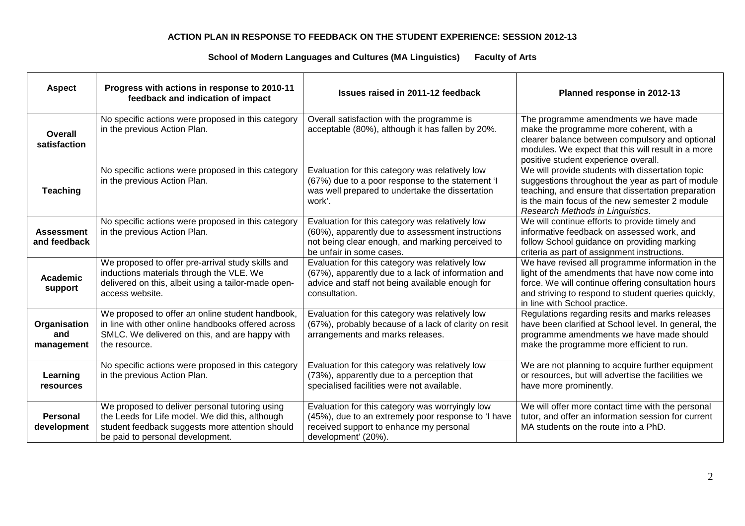**ACTION PLAN IN RESPONSE TO FEEDBACK ON THE STUDENT EXPERIENCE: SESSION 2012-13**

**School of Modern Languages and Cultures (MA Linguistics)      Faculty of Arts**

| Aspect | Progress with actions in response to 2010-11 feedback and indication of impact | Issues raised in 2011-12 feedback | Planned response in 2012-13 |
|---|---|---|---|
| **Overall satisfaction** | No specific actions were proposed in this category in the previous Action Plan. | Overall satisfaction with the programme is acceptable (80%), although it has fallen by 20%. | The programme amendments we have made make the programme more coherent, with a clearer balance between compulsory and optional modules. We expect that this will result in a more positive student experience overall. |
| **Teaching** | No specific actions were proposed in this category in the previous Action Plan. | Evaluation for this category was relatively low (67%) due to a poor response to the statement 'I was well prepared to undertake the dissertation work'. | We will provide students with dissertation topic suggestions throughout the year as part of module teaching, and ensure that dissertation preparation is the main focus of the new semester 2 module *Research Methods in Linguistics*. |
| **Assessment and feedback** | No specific actions were proposed in this category in the previous Action Plan. | Evaluation for this category was relatively low (60%), apparently due to assessment instructions not being clear enough, and marking perceived to be unfair in some cases. | We will continue efforts to provide timely and informative feedback on assessed work, and follow School guidance on providing marking criteria as part of assignment instructions. |
| **Academic support** | We proposed to offer pre-arrival study skills and inductions materials through the VLE. We delivered on this, albeit using a tailor-made open-access website. | Evaluation for this category was relatively low (67%), apparently due to a lack of information and advice and staff not being available enough for consultation. | We have revised all programme information in the light of the amendments that have now come into force. We will continue offering consultation hours and striving to respond to student queries quickly, in line with School practice. |
| **Organisation and management** | We proposed to offer an online student handbook, in line with other online handbooks offered across SMLC. We delivered on this, and are happy with the resource. | Evaluation for this category was relatively low (67%), probably because of a lack of clarity on resit arrangements and marks releases. | Regulations regarding resits and marks releases have been clarified at School level. In general, the programme amendments we have made should make the programme more efficient to run. |
| **Learning resources** | No specific actions were proposed in this category in the previous Action Plan. | Evaluation for this category was relatively low (73%), apparently due to a perception that specialised facilities were not available. | We are not planning to acquire further equipment or resources, but will advertise the facilities we have more prominently. |
| **Personal development** | We proposed to deliver personal tutoring using the Leeds for Life model. We did this, although student feedback suggests more attention should be paid to personal development. | Evaluation for this category was worryingly low (45%), due to an extremely poor response to 'I have received support to enhance my personal development' (20%). | We will offer more contact time with the personal tutor, and offer an information session for current MA students on the route into a PhD. |